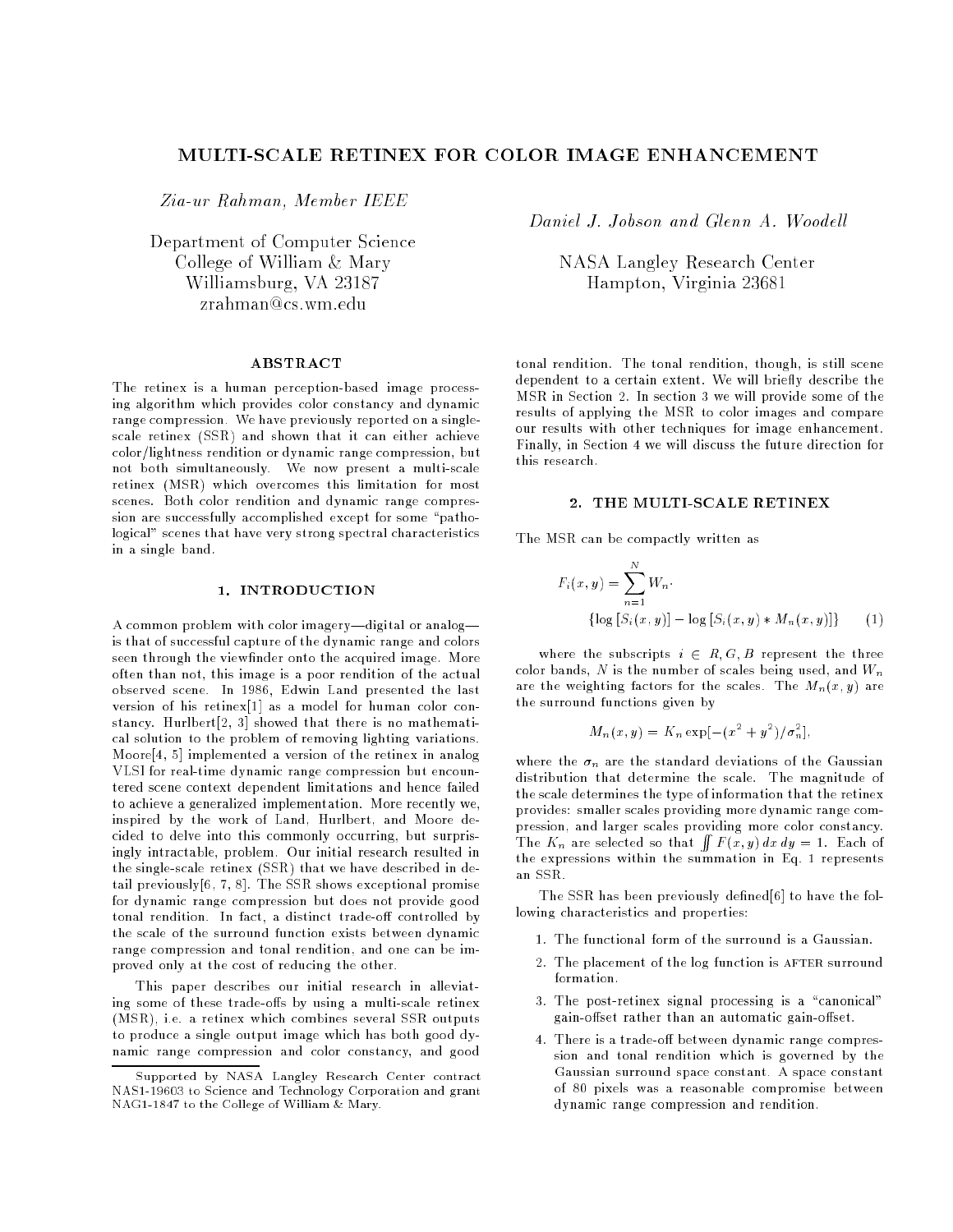// Equation (1) is a single two-line display; kept as one LaTeX block.
# MULTI-SCALE RETINEX FOR COLOR IMAGE ENHANCEMENT

*Zia-ur Rahman, Member IEEE*

Department of Computer Science
College of William & Mary
Williamsburg, VA 23187
zrahman@cs.wm.edu

*Daniel J. Jobson and Glenn A. Woodell*

NASA Langley Research Center
Hampton, Virginia 23681

## ABSTRACT

The retinex is a human perception-based image processing algorithm which provides color constancy and dynamic range compression. We have previously reported on a single-scale retinex (SSR) and shown that it can either achieve color/lightness rendition or dynamic range compression, but not both simultaneously. We now present a multi-scale retinex (MSR) which overcomes this limitation for most scenes. Both color rendition and dynamic range compression are successfully accomplished except for some "pathological" scenes that have very strong spectral characteristics in a single band.

## 1. INTRODUCTION

A common problem with color imagery—digital or analog—is that of successful capture of the dynamic range and colors seen through the viewfinder onto the acquired image. More often than not, this image is a poor rendition of the actual observed scene. In 1986, Edwin Land presented the last version of his retinex[1] as a model for human color constancy. Hurlbert[2, 3] showed that there is no mathematical solution to the problem of removing lighting variations. Moore[4, 5] implemented a version of the retinex in analog VLSI for real-time dynamic range compression but encountered scene context dependent limitations and hence failed to achieve a generalized implementation. More recently we, inspired by the work of Land, Hurlbert, and Moore decided to delve into this commonly occurring, but surprisingly intractable, problem. Our initial research resulted in the single-scale retinex (SSR) that we have described in detail previously[6, 7, 8]. The SSR shows exceptional promise for dynamic range compression but does not provide good tonal rendition. In fact, a distinct trade-off controlled by the scale of the surround function exists between dynamic range compression and tonal rendition, and one can be improved only at the cost of reducing the other.

This paper describes our initial research in alleviating some of these trade-offs by using a multi-scale retinex (MSR), i.e. a retinex which combines several SSR outputs to produce a single output image which has both good dynamic range compression and color constancy, and good tonal rendition. The tonal rendition, though, is still scene dependent to a certain extent. We will briefly describe the MSR in Section 2. In section 3 we will provide some of the results of applying the MSR to color images and compare our results with other techniques for image enhancement. Finally, in Section 4 we will discuss the future direction for this research.

Supported by NASA Langley Research Center contract NAS1-19603 to Science and Technology Corporation and grant NAG1-1847 to the College of William & Mary.

## 2. THE MULTI-SCALE RETINEX

The MSR can be compactly written as

$$F_i(x, y) = \sum_{n=1}^{N} W_n \cdot \{\log [S_i(x, y)] - \log [S_i(x, y) * M_n(x, y)]\} \qquad (1)$$

where the subscripts $i \in R, G, B$ represent the three color bands, $N$ is the number of scales being used, and $W_n$ are the weighting factors for the scales. The $M_n(x, y)$ are the surround functions given by

$$M_n(x, y) = K_n \exp[-(x^2 + y^2)/\sigma_n^2],$$

where the $\sigma_n$ are the standard deviations of the Gaussian distribution that determine the scale. The magnitude of the scale determines the type of information that the retinex provides: smaller scales providing more dynamic range compression, and larger scales providing more color constancy. The $K_n$ are selected so that $\iint F(x, y)\, dx\, dy = 1$. Each of the expressions within the summation in Eq. 1 represents an SSR.

The SSR has been previously defined[6] to have the following characteristics and properties:

1. The functional form of the surround is a Gaussian.
2. The placement of the log function is AFTER surround formation.
3. The post-retinex signal processing is a "canonical" gain-offset rather than an automatic gain-offset.
4. There is a trade-off between dynamic range compression and tonal rendition which is governed by the Gaussian surround space constant. A space constant of 80 pixels was a reasonable compromise between dynamic range compression and rendition.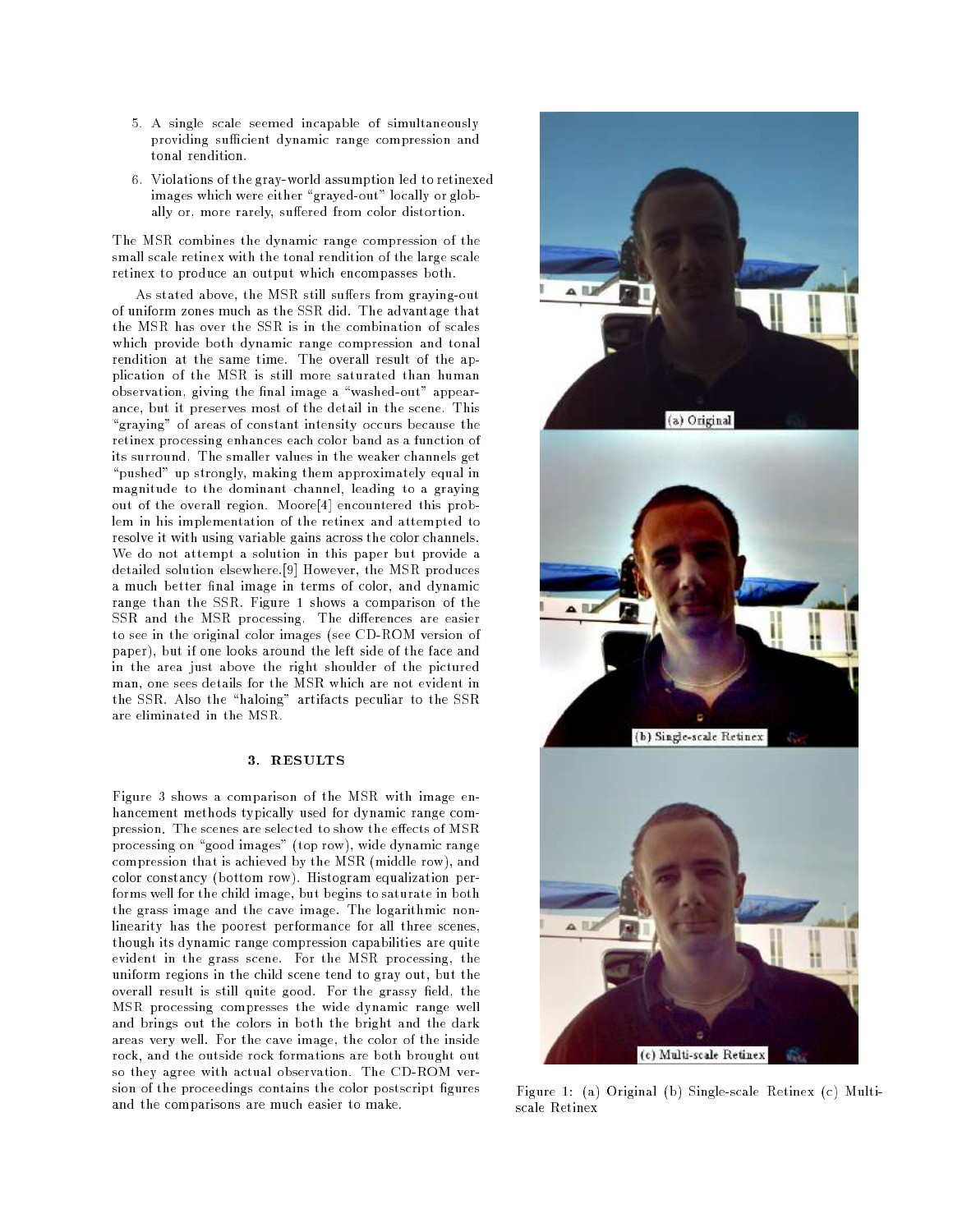5. A single scale seemed incapable of simultaneously providing sufficient dynamic range compression and tonal rendition.

6. Violations of the gray-world assumption led to retinexed images which were either "grayed-out" locally or globally or, more rarely, suffered from color distortion.

The MSR combines the dynamic range compression of the small scale retinex with the tonal rendition of the large scale retinex to produce an output which encompasses both.

As stated above, the MSR still suffers from graying-out of uniform zones much as the SSR did. The advantage that the MSR has over the SSR is in the combination of scales which provide both dynamic range compression and tonal rendition at the same time. The overall result of the application of the MSR is still more saturated than human observation, giving the final image a "washed-out" appearance, but it preserves most of the detail in the scene. This "graying" of areas of constant intensity occurs because the retinex processing enhances each color band as a function of its surround. The smaller values in the weaker channels get "pushed" up strongly, making them approximately equal in magnitude to the dominant channel, leading to a graying out of the overall region. Moore[4] encountered this problem in his implementation of the retinex and attempted to resolve it with using variable gains across the color channels. We do not attempt a solution in this paper but provide a detailed solution elsewhere.[9] However, the MSR produces a much better final image in terms of color, and dynamic range than the SSR. Figure 1 shows a comparison of the SSR and the MSR processing. The differences are easier to see in the original color images (see CD-ROM version of paper), but if one looks around the left side of the face and in the area just above the right shoulder of the pictured man, one sees details for the MSR which are not evident in the SSR. Also the "haloing" artifacts peculiar to the SSR are eliminated in the MSR.

## 3. RESULTS

Figure 3 shows a comparison of the MSR with image enhancement methods typically used for dynamic range compression. The scenes are selected to show the effects of MSR processing on "good images" (top row), wide dynamic range compression that is achieved by the MSR (middle row), and color constancy (bottom row). Histogram equalization performs well for the child image, but begins to saturate in both the grass image and the cave image. The logarithmic nonlinearity has the poorest performance for all three scenes, though its dynamic range compression capabilities are quite evident in the grass scene. For the MSR processing, the uniform regions in the child scene tend to gray out, but the overall result is still quite good. For the grassy field, the MSR processing compresses the wide dynamic range well and brings out the colors in both the bright and the dark areas very well. For the cave image, the color of the inside rock, and the outside rock formations are both brought out so they agree with actual observation. The CD-ROM version of the proceedings contains the color postscript figures and the comparisons are much easier to make.

(a) Original

(b) Single-scale Retinex

(c) Multi-scale Retinex

Figure 1: (a) Original (b) Single-scale Retinex (c) Multi-scale Retinex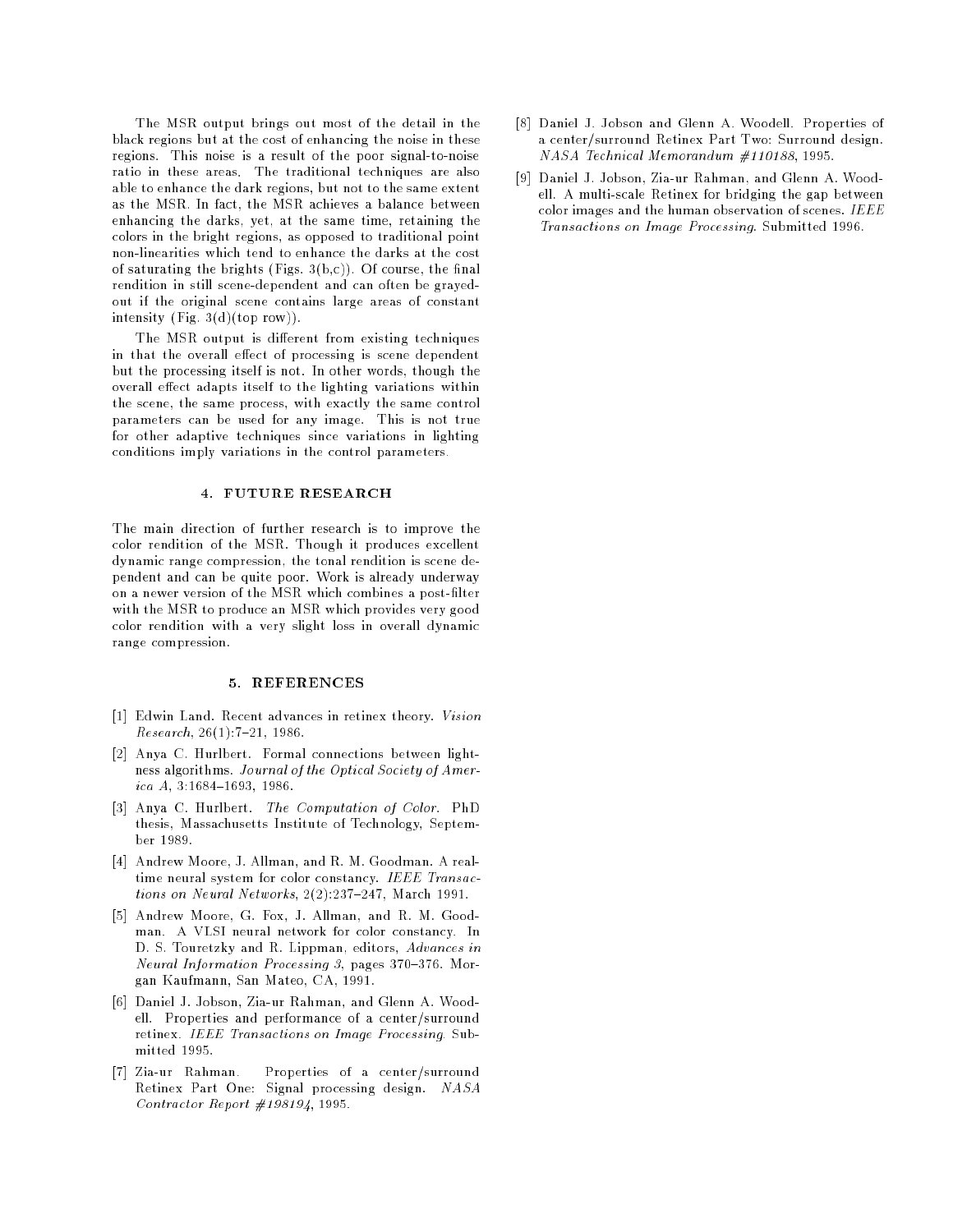The MSR output brings out most of the detail in the black regions but at the cost of enhancing the noise in these regions. This noise is a result of the poor signal-to-noise ratio in these areas. The traditional techniques are also able to enhance the dark regions, but not to the same extent as the MSR. In fact, the MSR achieves a balance between enhancing the darks, yet, at the same time, retaining the colors in the bright regions, as opposed to traditional point non-linearities which tend to enhance the darks at the cost of saturating the brights (Figs. 3(b,c)). Of course, the final rendition in still scene-dependent and can often be grayed-out if the original scene contains large areas of constant intensity (Fig. 3(d)(top row)).

The MSR output is different from existing techniques in that the overall effect of processing is scene dependent but the processing itself is not. In other words, though the overall effect adapts itself to the lighting variations within the scene, the same process, with exactly the same control parameters can be used for any image. This is not true for other adaptive techniques since variations in lighting conditions imply variations in the control parameters.

## 4. FUTURE RESEARCH

The main direction of further research is to improve the color rendition of the MSR. Though it produces excellent dynamic range compression, the tonal rendition is scene dependent and can be quite poor. Work is already underway on a newer version of the MSR which combines a post-filter with the MSR to produce an MSR which provides very good color rendition with a very slight loss in overall dynamic range compression.

## 5. REFERENCES

[1] Edwin Land. Recent advances in retinex theory. *Vision Research*, 26(1):7–21, 1986.

[2] Anya C. Hurlbert. Formal connections between lightness algorithms. *Journal of the Optical Society of America A*, 3:1684–1693, 1986.

[3] Anya C. Hurlbert. *The Computation of Color*. PhD thesis, Massachusetts Institute of Technology, September 1989.

[4] Andrew Moore, J. Allman, and R. M. Goodman. A real-time neural system for color constancy. *IEEE Transactions on Neural Networks*, 2(2):237–247, March 1991.

[5] Andrew Moore, G. Fox, J. Allman, and R. M. Goodman. A VLSI neural network for color constancy. In D. S. Touretzky and R. Lippman, editors, *Advances in Neural Information Processing 3*, pages 370–376. Morgan Kaufmann, San Mateo, CA, 1991.

[6] Daniel J. Jobson, Zia-ur Rahman, and Glenn A. Woodell. Properties and performance of a center/surround retinex. *IEEE Transactions on Image Processing*. Submitted 1995.

[7] Zia-ur Rahman. Properties of a center/surround Retinex Part One: Signal processing design. *NASA Contractor Report #198194*, 1995.

[8] Daniel J. Jobson and Glenn A. Woodell. Properties of a center/surround Retinex Part Two: Surround design. *NASA Technical Memorandum #110188*, 1995.

[9] Daniel J. Jobson, Zia-ur Rahman, and Glenn A. Woodell. A multi-scale Retinex for bridging the gap between color images and the human observation of scenes. *IEEE Transactions on Image Processing*. Submitted 1996.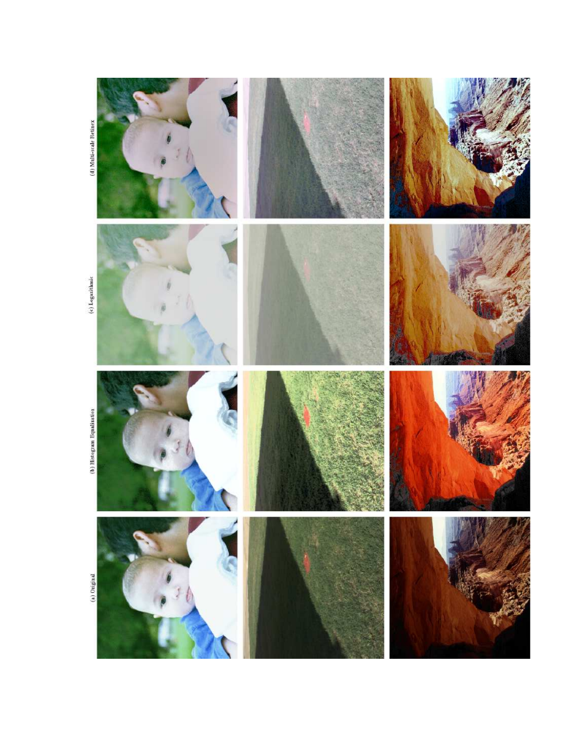(a) Original

(b) Histogram Equalization

(c) Logarithmic

(d) Multi-scale Retinex